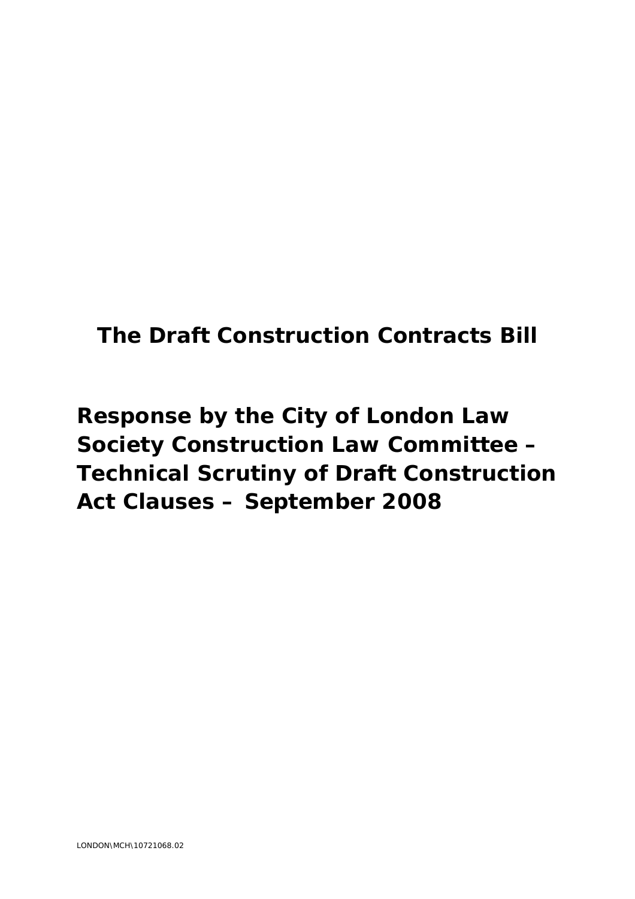# The Draft Construction Contracts Bill

## Response by the City of London Law Society Construction Law Committee – Technical Scrutiny of Draft Construction Act Clauses – September 2008

LONDON\MCH\10721068.02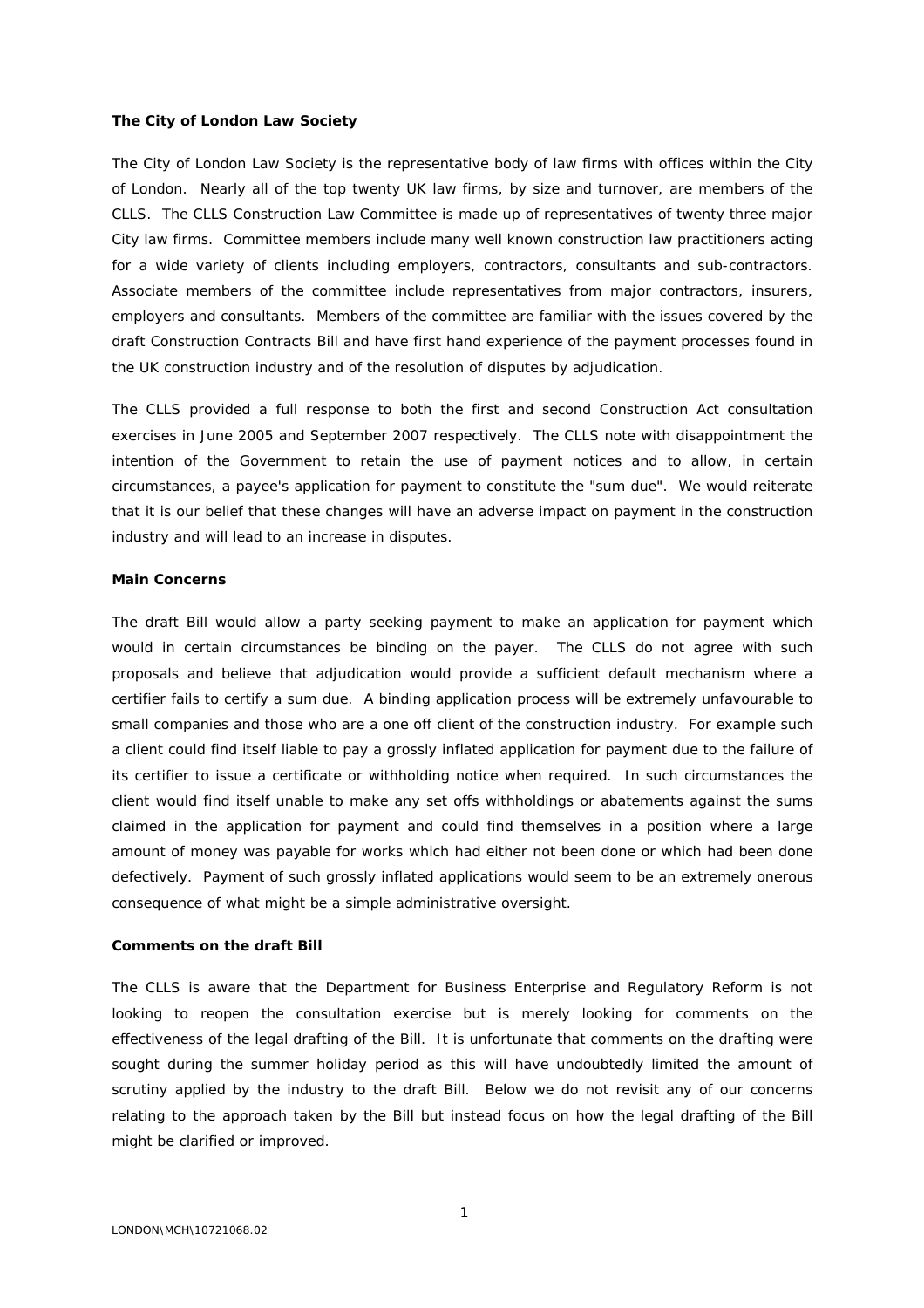**The City of London Law Society**

The City of London Law Society is the representative body of law firms with offices within the City of London. Nearly all of the top twenty UK law firms, by size and turnover, are members of the CLLS. The CLLS Construction Law Committee is made up of representatives of twenty three major City law firms. Committee members include many well known construction law practitioners acting for a wide variety of clients including employers, contractors, consultants and sub-contractors. Associate members of the committee include representatives from major contractors, insurers, employers and consultants. Members of the committee are familiar with the issues covered by the draft Construction Contracts Bill and have first hand experience of the payment processes found in the UK construction industry and of the resolution of disputes by adjudication.

The CLLS provided a full response to both the first and second Construction Act consultation exercises in June 2005 and September 2007 respectively. The CLLS note with disappointment the intention of the Government to retain the use of payment notices and to allow, in certain circumstances, a payee's application for payment to constitute the "sum due". We would reiterate that it is our belief that these changes will have an adverse impact on payment in the construction industry and will lead to an increase in disputes.

**Main Concerns**

The draft Bill would allow a party seeking payment to make an application for payment which would in certain circumstances be binding on the payer. The CLLS do not agree with such proposals and believe that adjudication would provide a sufficient default mechanism where a certifier fails to certify a sum due. A binding application process will be extremely unfavourable to small companies and those who are a one off client of the construction industry. For example such a client could find itself liable to pay a grossly inflated application for payment due to the failure of its certifier to issue a certificate or withholding notice when required. In such circumstances the client would find itself unable to make any set offs withholdings or abatements against the sums claimed in the application for payment and could find themselves in a position where a large amount of money was payable for works which had either not been done or which had been done defectively. Payment of such grossly inflated applications would seem to be an extremely onerous consequence of what might be a simple administrative oversight.

**Comments on the draft Bill**

The CLLS is aware that the Department for Business Enterprise and Regulatory Reform is not looking to reopen the consultation exercise but is merely looking for comments on the effectiveness of the legal drafting of the Bill. It is unfortunate that comments on the drafting were sought during the summer holiday period as this will have undoubtedly limited the amount of scrutiny applied by the industry to the draft Bill. Below we do not revisit any of our concerns relating to the approach taken by the Bill but instead focus on how the legal drafting of the Bill might be clarified or improved.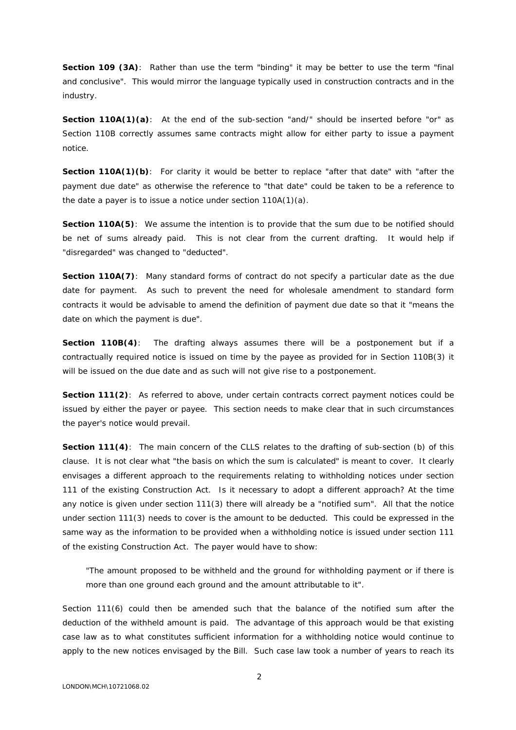**Section 109 (3A)**: Rather than use the term "binding" it may be better to use the term "final and conclusive". This would mirror the language typically used in construction contracts and in the industry.

**Section 110A(1)(a)**: At the end of the sub-section "and/" should be inserted before "or" as Section 110B correctly assumes same contracts might allow for either party to issue a payment notice.

**Section 110A(1)(b)**: For clarity it would be better to replace "after that date" with "after the payment due date" as otherwise the reference to "that date" could be taken to be a reference to the date a payer is to issue a notice under section 110A(1)(a).

**Section 110A(5)**: We assume the intention is to provide that the sum due to be notified should be net of sums already paid. This is not clear from the current drafting. It would help if "disregarded" was changed to "deducted".

**Section 110A(7)**: Many standard forms of contract do not specify a particular date as the due date for payment. As such to prevent the need for wholesale amendment to standard form contracts it would be advisable to amend the definition of payment due date so that it "means the date on which the payment is due".

**Section 110B(4)**: The drafting always assumes there will be a postponement but if a contractually required notice is issued on time by the payee as provided for in Section 110B(3) it will be issued on the due date and as such will not give rise to a postponement.

**Section 111(2)**: As referred to above, under certain contracts correct payment notices could be issued by either the payer or payee. This section needs to make clear that in such circumstances the payer's notice would prevail.

**Section 111(4)**: The main concern of the CLLS relates to the drafting of sub-section (b) of this clause. It is not clear what "the basis on which the sum is calculated" is meant to cover. It clearly envisages a different approach to the requirements relating to withholding notices under section 111 of the existing Construction Act. Is it necessary to adopt a different approach? At the time any notice is given under section 111(3) there will already be a "notified sum". All that the notice under section 111(3) needs to cover is the amount to be deducted. This could be expressed in the same way as the information to be provided when a withholding notice is issued under section 111 of the existing Construction Act. The payer would have to show:

> "The amount proposed to be withheld and the ground for withholding payment or if there is more than one ground each ground and the amount attributable to it".

Section 111(6) could then be amended such that the balance of the notified sum after the deduction of the withheld amount is paid. The advantage of this approach would be that existing case law as to what constitutes sufficient information for a withholding notice would continue to apply to the new notices envisaged by the Bill. Such case law took a number of years to reach its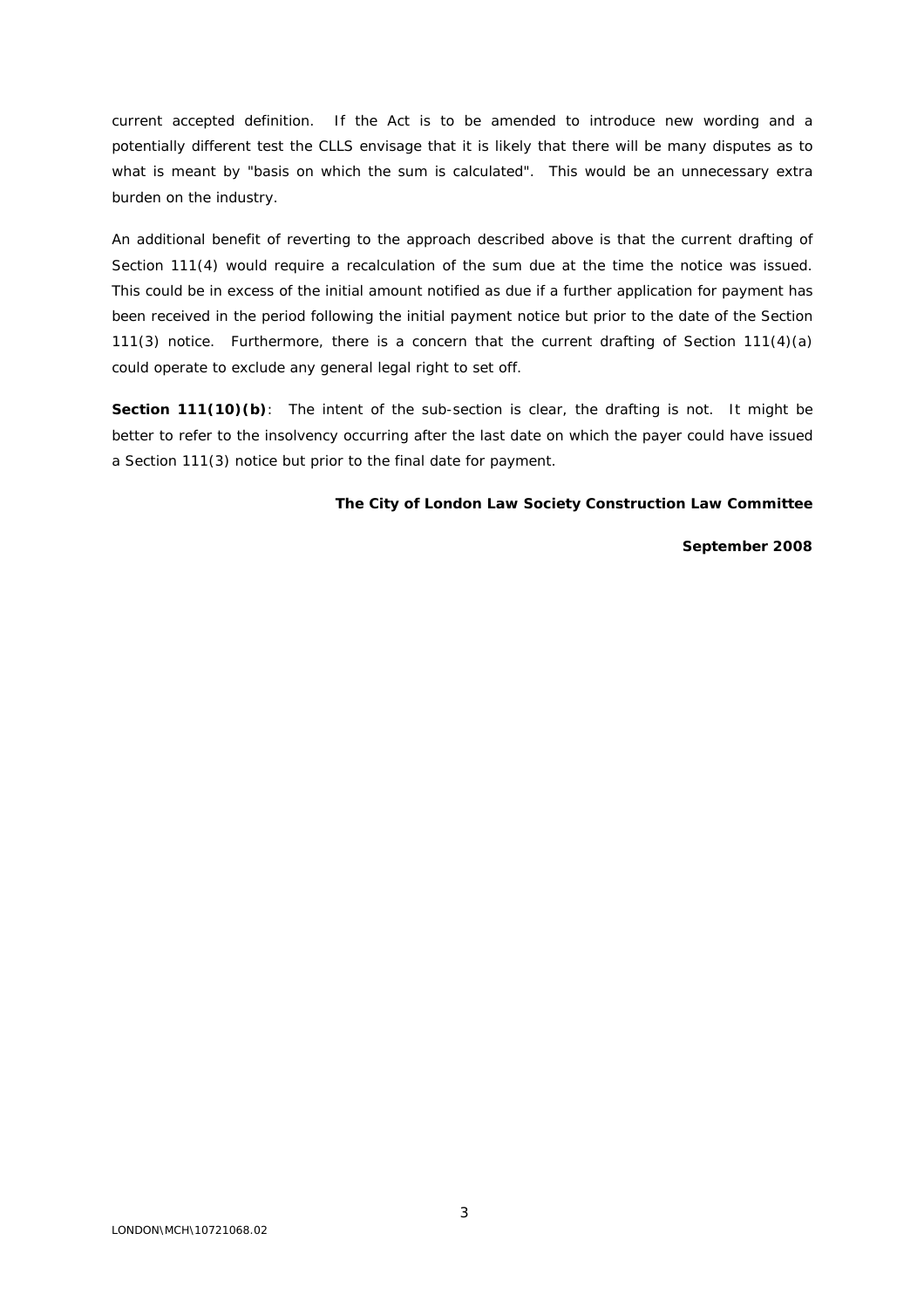current accepted definition. If the Act is to be amended to introduce new wording and a potentially different test the CLLS envisage that it is likely that there will be many disputes as to what is meant by "basis on which the sum is calculated". This would be an unnecessary extra burden on the industry.

An additional benefit of reverting to the approach described above is that the current drafting of Section 111(4) would require a recalculation of the sum due at the time the notice was issued. This could be in excess of the initial amount notified as due if a further application for payment has been received in the period following the initial payment notice but prior to the date of the Section 111(3) notice. Furthermore, there is a concern that the current drafting of Section 111(4)(a) could operate to exclude any general legal right to set off.

**Section 111(10)(b)**: The intent of the sub-section is clear, the drafting is not. It might be better to refer to the insolvency occurring after the last date on which the payer could have issued a Section 111(3) notice but prior to the final date for payment.

**The City of London Law Society Construction Law Committee**

**September 2008**

LONDON\MCH\10721068.02